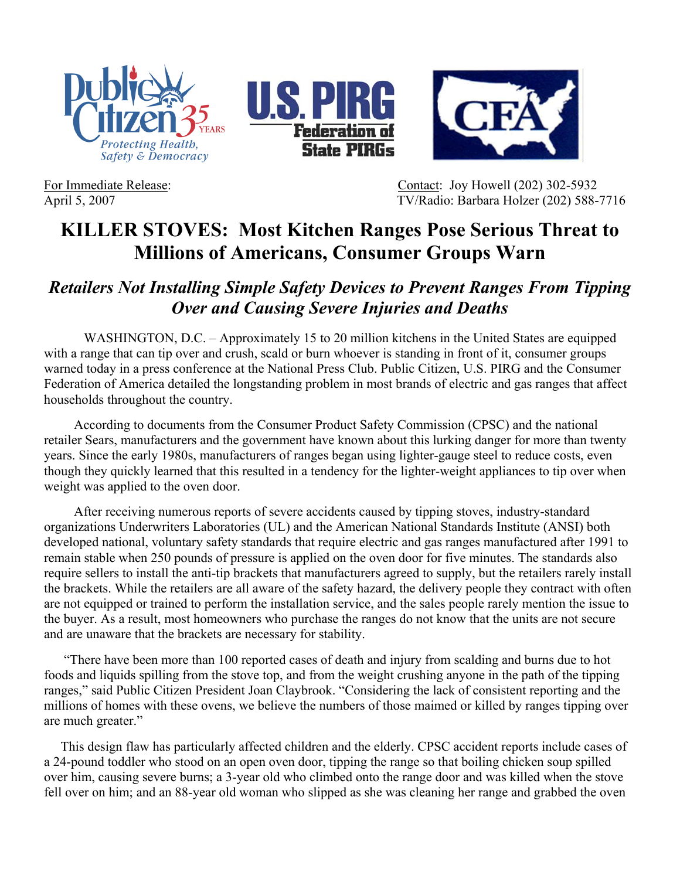For Immediate Release:
April 5, 2007

Contact: Joy Howell (202) 302-5932
TV/Radio: Barbara Holzer (202) 588-7716

# KILLER STOVES: Most Kitchen Ranges Pose Serious Threat to Millions of Americans, Consumer Groups Warn

## *Retailers Not Installing Simple Safety Devices to Prevent Ranges From Tipping Over and Causing Severe Injuries and Deaths*

WASHINGTON, D.C. – Approximately 15 to 20 million kitchens in the United States are equipped with a range that can tip over and crush, scald or burn whoever is standing in front of it, consumer groups warned today in a press conference at the National Press Club. Public Citizen, U.S. PIRG and the Consumer Federation of America detailed the longstanding problem in most brands of electric and gas ranges that affect households throughout the country.

According to documents from the Consumer Product Safety Commission (CPSC) and the national retailer Sears, manufacturers and the government have known about this lurking danger for more than twenty years. Since the early 1980s, manufacturers of ranges began using lighter-gauge steel to reduce costs, even though they quickly learned that this resulted in a tendency for the lighter-weight appliances to tip over when weight was applied to the oven door.

After receiving numerous reports of severe accidents caused by tipping stoves, industry-standard organizations Underwriters Laboratories (UL) and the American National Standards Institute (ANSI) both developed national, voluntary safety standards that require electric and gas ranges manufactured after 1991 to remain stable when 250 pounds of pressure is applied on the oven door for five minutes. The standards also require sellers to install the anti-tip brackets that manufacturers agreed to supply, but the retailers rarely install the brackets. While the retailers are all aware of the safety hazard, the delivery people they contract with often are not equipped or trained to perform the installation service, and the sales people rarely mention the issue to the buyer. As a result, most homeowners who purchase the ranges do not know that the units are not secure and are unaware that the brackets are necessary for stability.

"There have been more than 100 reported cases of death and injury from scalding and burns due to hot foods and liquids spilling from the stove top, and from the weight crushing anyone in the path of the tipping ranges," said Public Citizen President Joan Claybrook. "Considering the lack of consistent reporting and the millions of homes with these ovens, we believe the numbers of those maimed or killed by ranges tipping over are much greater."

This design flaw has particularly affected children and the elderly. CPSC accident reports include cases of a 24-pound toddler who stood on an open oven door, tipping the range so that boiling chicken soup spilled over him, causing severe burns; a 3-year old who climbed onto the range door and was killed when the stove fell over on him; and an 88-year old woman who slipped as she was cleaning her range and grabbed the oven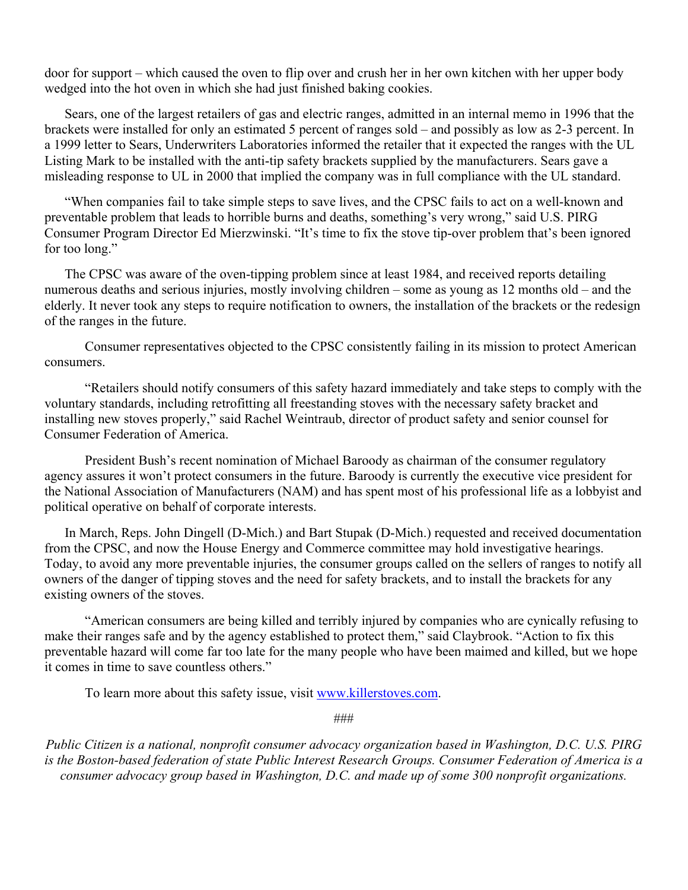door for support – which caused the oven to flip over and crush her in her own kitchen with her upper body wedged into the hot oven in which she had just finished baking cookies.

Sears, one of the largest retailers of gas and electric ranges, admitted in an internal memo in 1996 that the brackets were installed for only an estimated 5 percent of ranges sold – and possibly as low as 2-3 percent. In a 1999 letter to Sears, Underwriters Laboratories informed the retailer that it expected the ranges with the UL Listing Mark to be installed with the anti-tip safety brackets supplied by the manufacturers. Sears gave a misleading response to UL in 2000 that implied the company was in full compliance with the UL standard.

"When companies fail to take simple steps to save lives, and the CPSC fails to act on a well-known and preventable problem that leads to horrible burns and deaths, something's very wrong," said U.S. PIRG Consumer Program Director Ed Mierzwinski. "It's time to fix the stove tip-over problem that's been ignored for too long."

The CPSC was aware of the oven-tipping problem since at least 1984, and received reports detailing numerous deaths and serious injuries, mostly involving children – some as young as 12 months old – and the elderly. It never took any steps to require notification to owners, the installation of the brackets or the redesign of the ranges in the future.

Consumer representatives objected to the CPSC consistently failing in its mission to protect American consumers.

"Retailers should notify consumers of this safety hazard immediately and take steps to comply with the voluntary standards, including retrofitting all freestanding stoves with the necessary safety bracket and installing new stoves properly," said Rachel Weintraub, director of product safety and senior counsel for Consumer Federation of America.

President Bush's recent nomination of Michael Baroody as chairman of the consumer regulatory agency assures it won't protect consumers in the future. Baroody is currently the executive vice president for the National Association of Manufacturers (NAM) and has spent most of his professional life as a lobbyist and political operative on behalf of corporate interests.

In March, Reps. John Dingell (D-Mich.) and Bart Stupak (D-Mich.) requested and received documentation from the CPSC, and now the House Energy and Commerce committee may hold investigative hearings. Today, to avoid any more preventable injuries, the consumer groups called on the sellers of ranges to notify all owners of the danger of tipping stoves and the need for safety brackets, and to install the brackets for any existing owners of the stoves.

"American consumers are being killed and terribly injured by companies who are cynically refusing to make their ranges safe and by the agency established to protect them," said Claybrook. "Action to fix this preventable hazard will come far too late for the many people who have been maimed and killed, but we hope it comes in time to save countless others."

To learn more about this safety issue, visit www.killerstoves.com.

###

*Public Citizen is a national, nonprofit consumer advocacy organization based in Washington, D.C. U.S. PIRG is the Boston-based federation of state Public Interest Research Groups. Consumer Federation of America is a consumer advocacy group based in Washington, D.C. and made up of some 300 nonprofit organizations.*